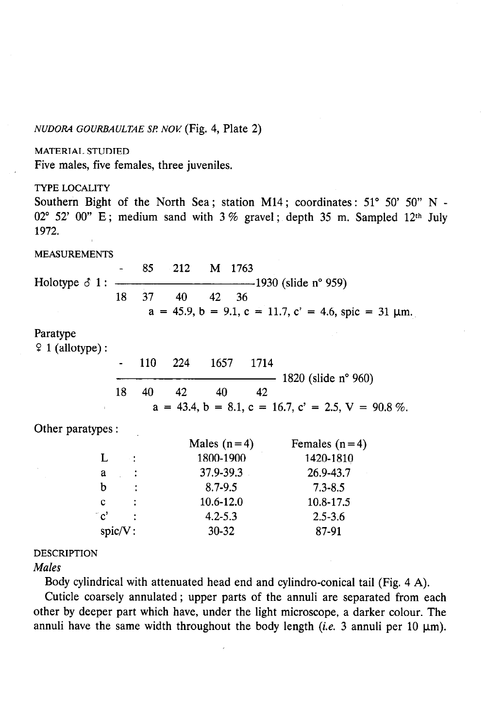*NUDORA GOURBAULTAE SP. NOV.* (Fig. 4, Plate 2)

MATERIAL STUDIED

Five males, five females, three juveniles.

TYPE LOCALITY

Southern Bight of the North Sea; station M14; coordinates: 51° 50' 50" N - 02° 52' 00" E; medium sand with 3 % gravel; depth 35 m. Sampled 12[th] July 1972.

MEASUREMENTS

Holotype ♂ 1:

$$\frac{-\quad 85\quad 212\quad M\quad 1763}{18\quad 37\quad 40\quad 42\quad 36}\,1930 \text{ (slide n° 959)}$$

a = 45.9, b = 9.1, c = 11.7, c' = 4.6, spic = 31 μm.

Paratype

♀ 1 (allotype):

$$\frac{-\quad 110\quad 224\quad 1657\quad 1714}{18\quad 40\quad 42\quad 40\quad 42}\,1820 \text{ (slide n° 960)}$$

a = 43.4, b = 8.1, c = 16.7, c' = 2.5, V = 90.8 %.

Other paratypes:

| | Males (n=4) | Females (n=4) |
|---|---|---|
| L : | 1800-1900 | 1420-1810 |
| a : | 37.9-39.3 | 26.9-43.7 |
| b : | 8.7-9.5 | 7.3-8.5 |
| c : | 10.6-12.0 | 10.8-17.5 |
| c' : | 4.2-5.3 | 2.5-3.6 |
| spic/V: | 30-32 | 87-91 |

DESCRIPTION

*Males*

Body cylindrical with attenuated head end and cylindro-conical tail (Fig. 4 A).

Cuticle coarsely annulated; upper parts of the annuli are separated from each other by deeper part which have, under the light microscope, a darker colour. The annuli have the same width throughout the body length (*i.e.* 3 annuli per 10 μm).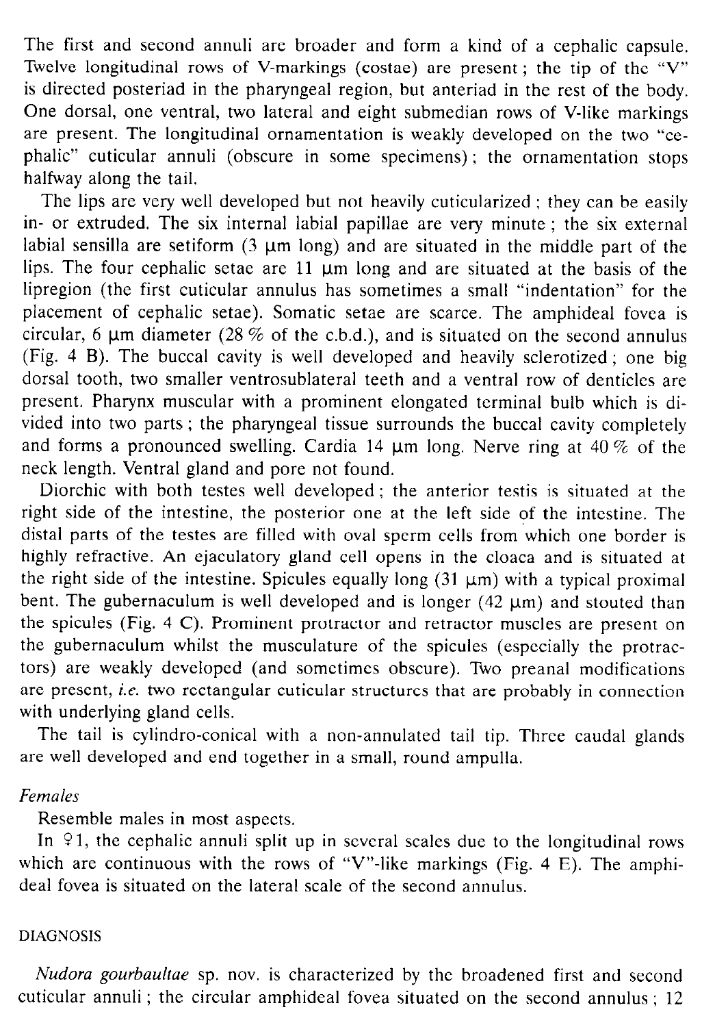The first and second annuli are broader and form a kind of a cephalic capsule. Twelve longitudinal rows of V-markings (costae) are present; the tip of the "V" is directed posteriad in the pharyngeal region, but anteriad in the rest of the body. One dorsal, one ventral, two lateral and eight submedian rows of V-like markings are present. The longitudinal ornamentation is weakly developed on the two "cephalic" cuticular annuli (obscure in some specimens); the ornamentation stops halfway along the tail.

The lips are very well developed but not heavily cuticularized; they can be easily in- or extruded. The six internal labial papillae are very minute; the six external labial sensilla are setiform (3 µm long) and are situated in the middle part of the lips. The four cephalic setae are 11 µm long and are situated at the basis of the lipregion (the first cuticular annulus has sometimes a small "indentation" for the placement of cephalic setae). Somatic setae are scarce. The amphideal fovea is circular, 6 µm diameter (28 % of the c.b.d.), and is situated on the second annulus (Fig. 4 B). The buccal cavity is well developed and heavily sclerotized; one big dorsal tooth, two smaller ventrosublateral teeth and a ventral row of denticles are present. Pharynx muscular with a prominent elongated terminal bulb which is divided into two parts; the pharyngeal tissue surrounds the buccal cavity completely and forms a pronounced swelling. Cardia 14 µm long. Nerve ring at 40 % of the neck length. Ventral gland and pore not found.

Diorchic with both testes well developed; the anterior testis is situated at the right side of the intestine, the posterior one at the left side of the intestine. The distal parts of the testes are filled with oval sperm cells from which one border is highly refractive. An ejaculatory gland cell opens in the cloaca and is situated at the right side of the intestine. Spicules equally long (31 µm) with a typical proximal bent. The gubernaculum is well developed and is longer (42 µm) and stouted than the spicules (Fig. 4 C). Prominent protractor and retractor muscles are present on the gubernaculum whilst the musculature of the spicules (especially the protractors) are weakly developed (and sometimes obscure). Two preanal modifications are present, *i.e.* two rectangular cuticular structures that are probably in connection with underlying gland cells.

The tail is cylindro-conical with a non-annulated tail tip. Three caudal glands are well developed and end together in a small, round ampulla.

*Females*

Resemble males in most aspects.

In ♀1, the cephalic annuli split up in several scales due to the longitudinal rows which are continuous with the rows of "V"-like markings (Fig. 4 E). The amphideal fovea is situated on the lateral scale of the second annulus.

DIAGNOSIS

*Nudora gourbaultae* sp. nov. is characterized by the broadened first and second cuticular annuli; the circular amphideal fovea situated on the second annulus; 12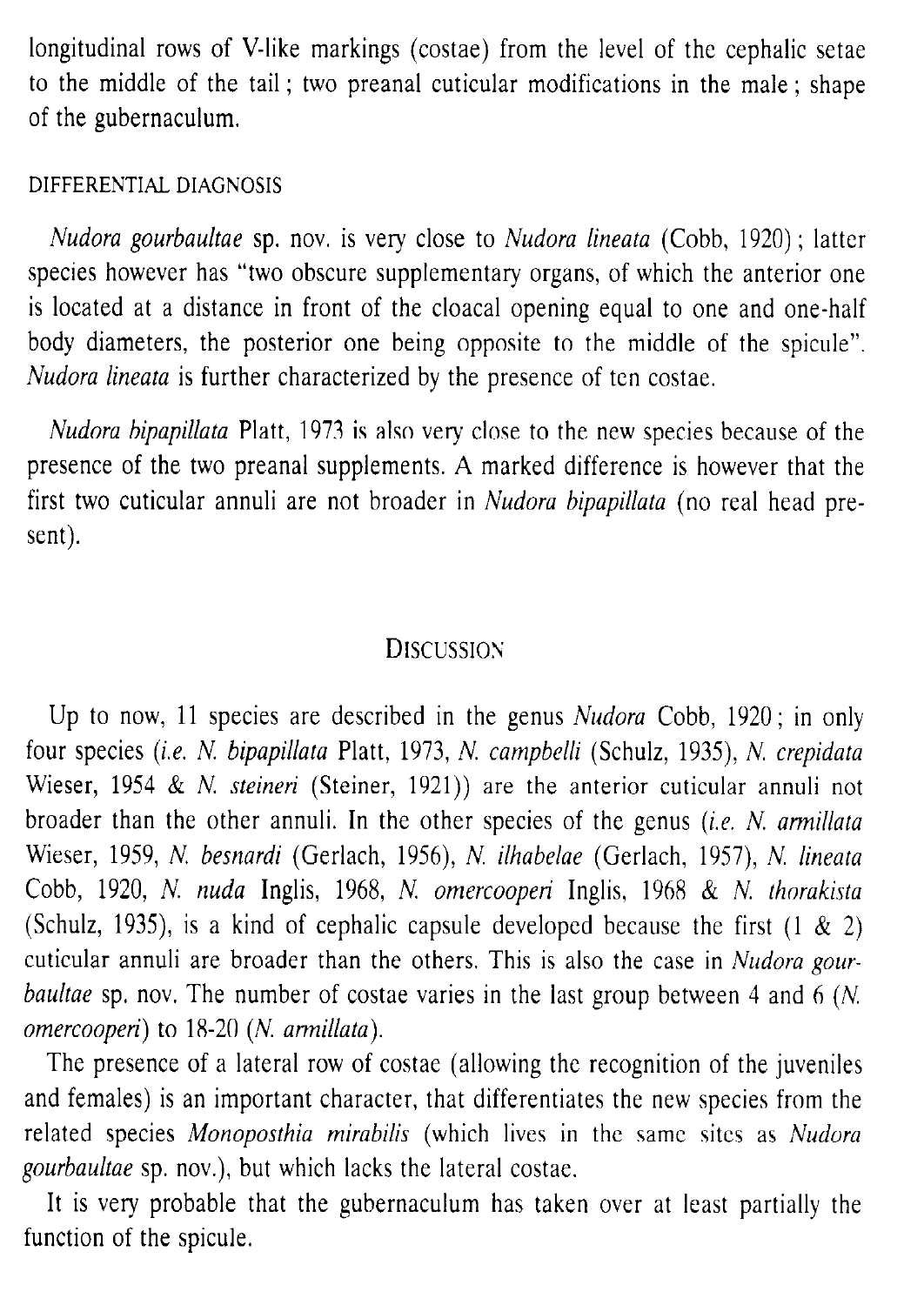longitudinal rows of V-like markings (costae) from the level of the cephalic setae to the middle of the tail; two preanal cuticular modifications in the male; shape of the gubernaculum.

### DIFFERENTIAL DIAGNOSIS

*Nudora gourbaultae* sp. nov. is very close to *Nudora lineata* (Cobb, 1920); latter species however has "two obscure supplementary organs, of which the anterior one is located at a distance in front of the cloacal opening equal to one and one-half body diameters, the posterior one being opposite to the middle of the spicule". *Nudora lineata* is further characterized by the presence of ten costae.

*Nudora bipapillata* Platt, 1973 is also very close to the new species because of the presence of the two preanal supplements. A marked difference is however that the first two cuticular annuli are not broader in *Nudora bipapillata* (no real head present).

## DISCUSSION

Up to now, 11 species are described in the genus *Nudora* Cobb, 1920; in only four species (*i.e. N. bipapillata* Platt, 1973, *N. campbelli* (Schulz, 1935), *N. crepidata* Wieser, 1954 & *N. steineri* (Steiner, 1921)) are the anterior cuticular annuli not broader than the other annuli. In the other species of the genus (*i.e. N. armillata* Wieser, 1959, *N. besnardi* (Gerlach, 1956), *N. ilhabelae* (Gerlach, 1957), *N. lineata* Cobb, 1920, *N. nuda* Inglis, 1968, *N. omercooperi* Inglis, 1968 & *N. thorakista* (Schulz, 1935), is a kind of cephalic capsule developed because the first (1 & 2) cuticular annuli are broader than the others. This is also the case in *Nudora gourbaultae* sp. nov. The number of costae varies in the last group between 4 and 6 (*N. omercooperi*) to 18-20 (*N. armillata*).

The presence of a lateral row of costae (allowing the recognition of the juveniles and females) is an important character, that differentiates the new species from the related species *Monoposthia mirabilis* (which lives in the same sites as *Nudora gourbaultae* sp. nov.), but which lacks the lateral costae.

It is very probable that the gubernaculum has taken over at least partially the function of the spicule.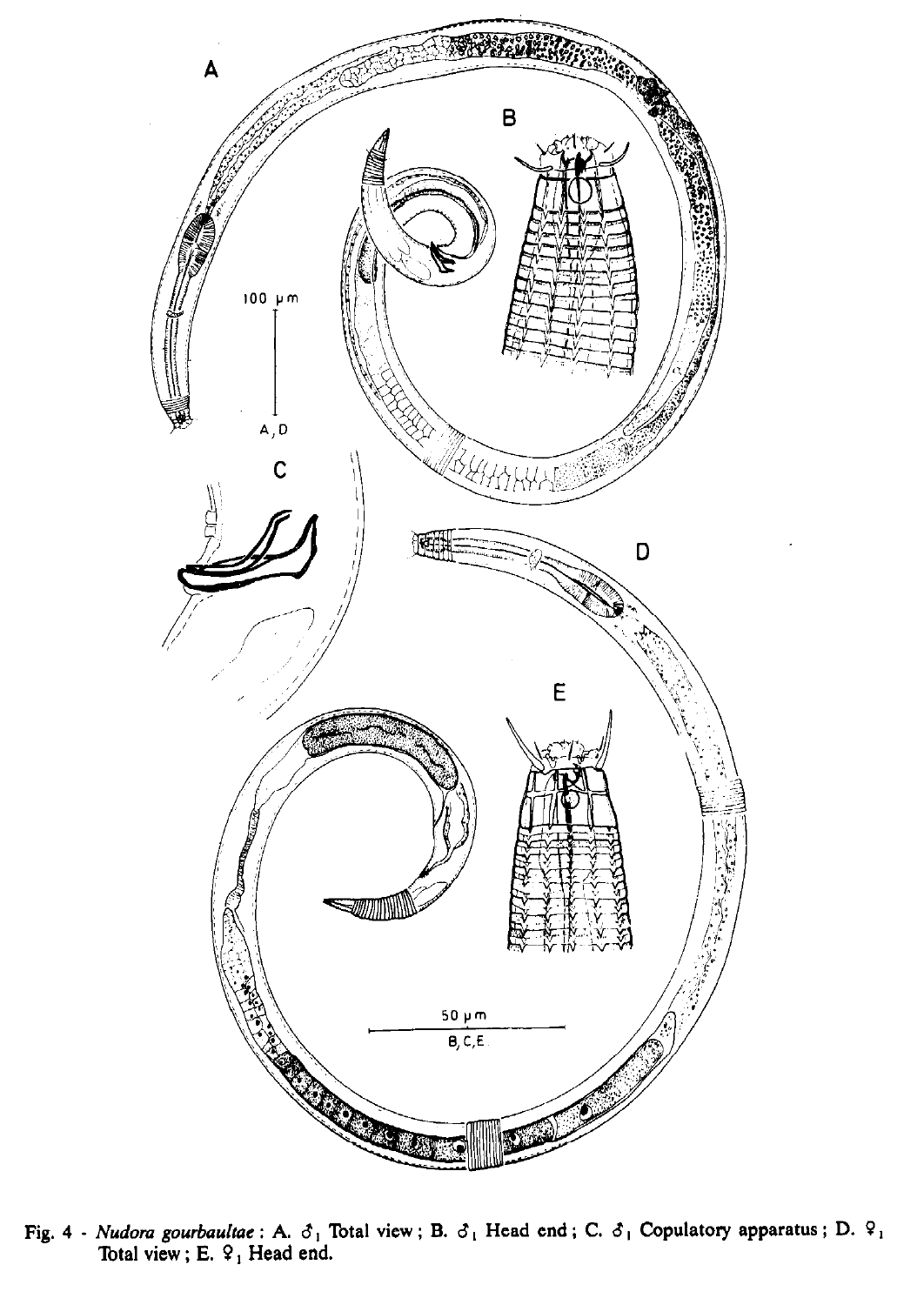Fig. 4 - *Nudora gourbaultae* : A. ♂$_1$ Total view ; B. ♂$_1$ Head end ; C. ♂$_1$ Copulatory apparatus ; D. ♀$_1$ Total view ; E. ♀$_1$ Head end.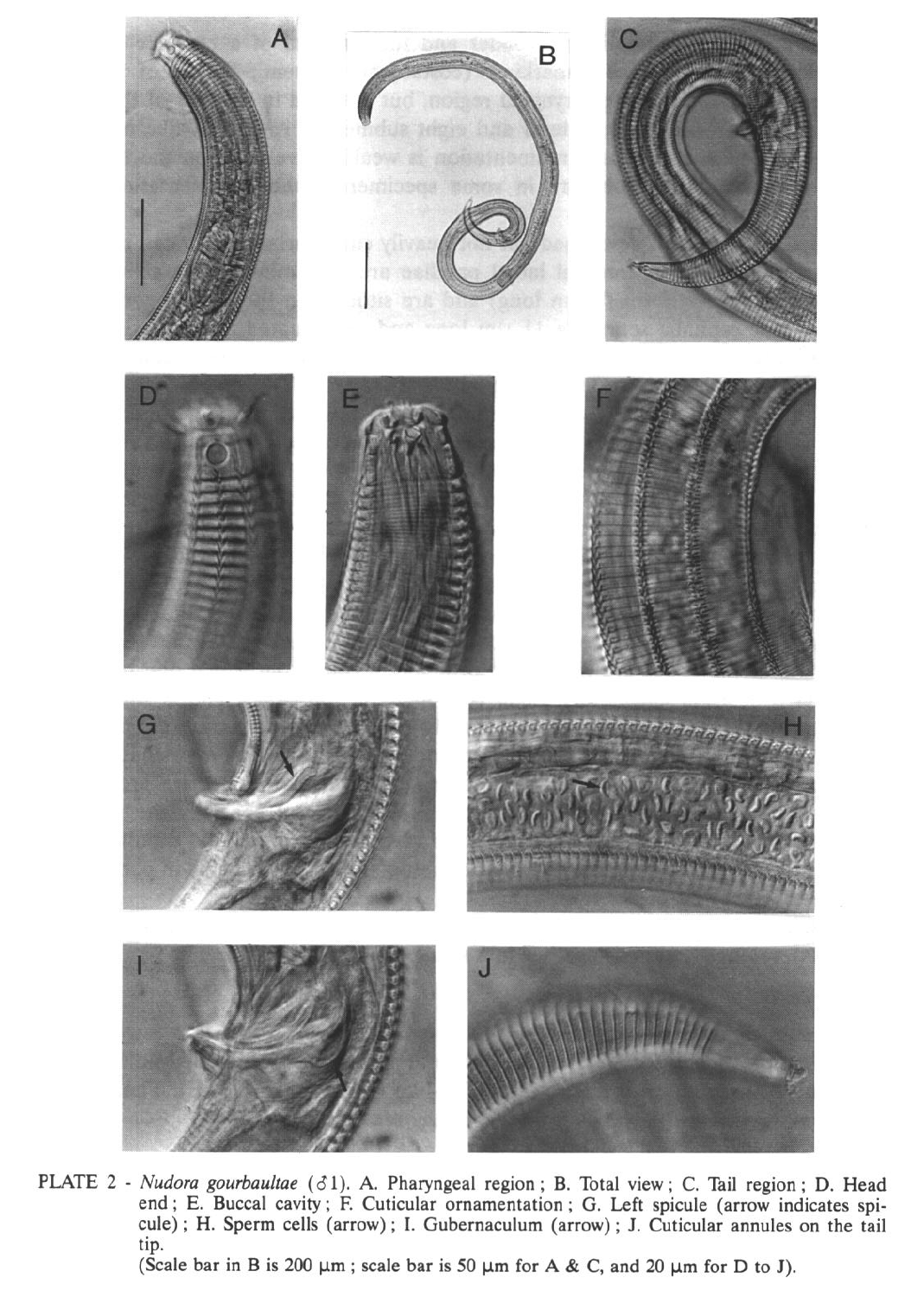PLATE 2 - *Nudora gourbaultae* (♂1). A. Pharyngeal region; B. Total view; C. Tail region; D. Head end; E. Buccal cavity; F. Cuticular ornamentation; G. Left spicule (arrow indicates spicule); H. Sperm cells (arrow); I. Gubernaculum (arrow); J. Cuticular annules on the tail tip.
(Scale bar in B is 200 μm; scale bar is 50 μm for A & C, and 20 μm for D to J).